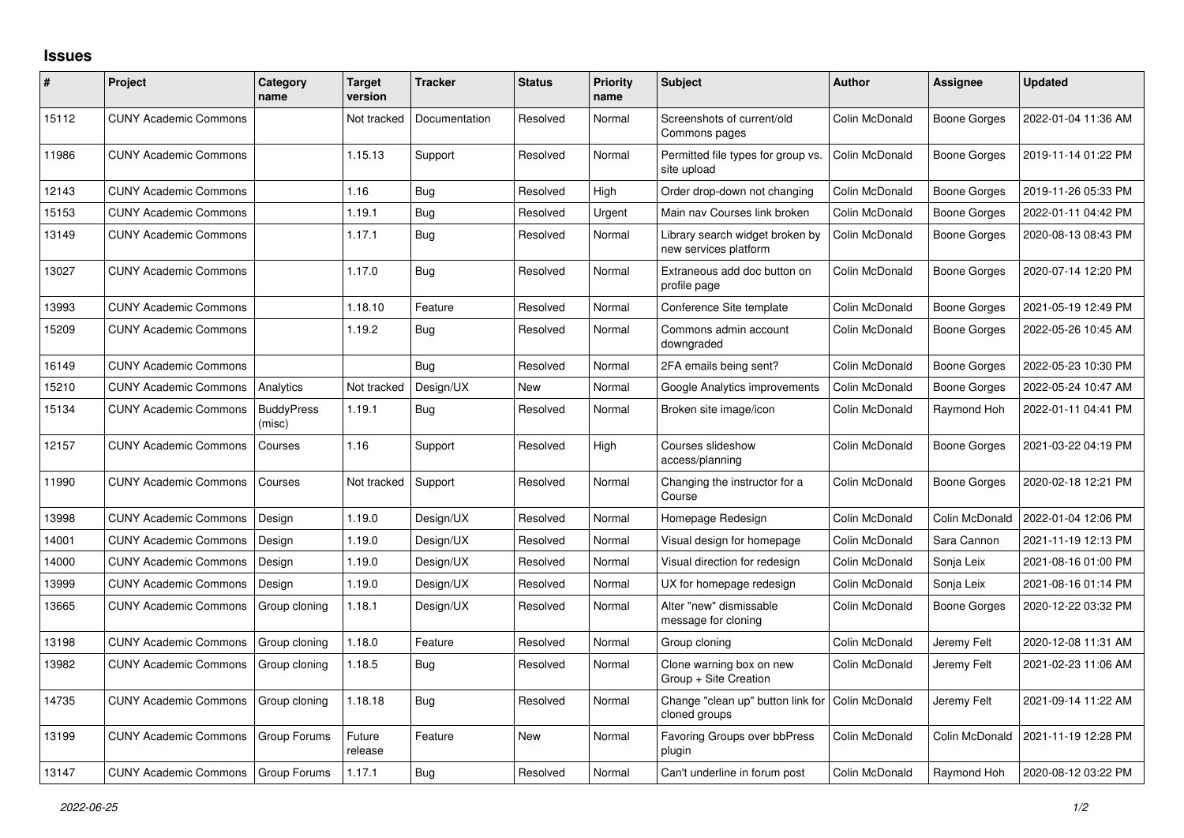# Issues

| # | Project | Category name | Target version | Tracker | Status | Priority name | Subject | Author | Assignee | Updated |
|---|---|---|---|---|---|---|---|---|---|---|
| 15112 | CUNY Academic Commons | | Not tracked | Documentation | Resolved | Normal | Screenshots of current/old Commons pages | Colin McDonald | Boone Gorges | 2022-01-04 11:36 AM |
| 11986 | CUNY Academic Commons | | 1.15.13 | Support | Resolved | Normal | Permitted file types for group vs. site upload | Colin McDonald | Boone Gorges | 2019-11-14 01:22 PM |
| 12143 | CUNY Academic Commons | | 1.16 | Bug | Resolved | High | Order drop-down not changing | Colin McDonald | Boone Gorges | 2019-11-26 05:33 PM |
| 15153 | CUNY Academic Commons | | 1.19.1 | Bug | Resolved | Urgent | Main nav Courses link broken | Colin McDonald | Boone Gorges | 2022-01-11 04:42 PM |
| 13149 | CUNY Academic Commons | | 1.17.1 | Bug | Resolved | Normal | Library search widget broken by new services platform | Colin McDonald | Boone Gorges | 2020-08-13 08:43 PM |
| 13027 | CUNY Academic Commons | | 1.17.0 | Bug | Resolved | Normal | Extraneous add doc button on profile page | Colin McDonald | Boone Gorges | 2020-07-14 12:20 PM |
| 13993 | CUNY Academic Commons | | 1.18.10 | Feature | Resolved | Normal | Conference Site template | Colin McDonald | Boone Gorges | 2021-05-19 12:49 PM |
| 15209 | CUNY Academic Commons | | 1.19.2 | Bug | Resolved | Normal | Commons admin account downgraded | Colin McDonald | Boone Gorges | 2022-05-26 10:45 AM |
| 16149 | CUNY Academic Commons | | | Bug | Resolved | Normal | 2FA emails being sent? | Colin McDonald | Boone Gorges | 2022-05-23 10:30 PM |
| 15210 | CUNY Academic Commons | Analytics | Not tracked | Design/UX | New | Normal | Google Analytics improvements | Colin McDonald | Boone Gorges | 2022-05-24 10:47 AM |
| 15134 | CUNY Academic Commons | BuddyPress (misc) | 1.19.1 | Bug | Resolved | Normal | Broken site image/icon | Colin McDonald | Raymond Hoh | 2022-01-11 04:41 PM |
| 12157 | CUNY Academic Commons | Courses | 1.16 | Support | Resolved | High | Courses slideshow access/planning | Colin McDonald | Boone Gorges | 2021-03-22 04:19 PM |
| 11990 | CUNY Academic Commons | Courses | Not tracked | Support | Resolved | Normal | Changing the instructor for a Course | Colin McDonald | Boone Gorges | 2020-02-18 12:21 PM |
| 13998 | CUNY Academic Commons | Design | 1.19.0 | Design/UX | Resolved | Normal | Homepage Redesign | Colin McDonald | Colin McDonald | 2022-01-04 12:06 PM |
| 14001 | CUNY Academic Commons | Design | 1.19.0 | Design/UX | Resolved | Normal | Visual design for homepage | Colin McDonald | Sara Cannon | 2021-11-19 12:13 PM |
| 14000 | CUNY Academic Commons | Design | 1.19.0 | Design/UX | Resolved | Normal | Visual direction for redesign | Colin McDonald | Sonja Leix | 2021-08-16 01:00 PM |
| 13999 | CUNY Academic Commons | Design | 1.19.0 | Design/UX | Resolved | Normal | UX for homepage redesign | Colin McDonald | Sonja Leix | 2021-08-16 01:14 PM |
| 13665 | CUNY Academic Commons | Group cloning | 1.18.1 | Design/UX | Resolved | Normal | Alter "new" dismissable message for cloning | Colin McDonald | Boone Gorges | 2020-12-22 03:32 PM |
| 13198 | CUNY Academic Commons | Group cloning | 1.18.0 | Feature | Resolved | Normal | Group cloning | Colin McDonald | Jeremy Felt | 2020-12-08 11:31 AM |
| 13982 | CUNY Academic Commons | Group cloning | 1.18.5 | Bug | Resolved | Normal | Clone warning box on new Group + Site Creation | Colin McDonald | Jeremy Felt | 2021-02-23 11:06 AM |
| 14735 | CUNY Academic Commons | Group cloning | 1.18.18 | Bug | Resolved | Normal | Change "clean up" button link for cloned groups | Colin McDonald | Jeremy Felt | 2021-09-14 11:22 AM |
| 13199 | CUNY Academic Commons | Group Forums | Future release | Feature | New | Normal | Favoring Groups over bbPress plugin | Colin McDonald | Colin McDonald | 2021-11-19 12:28 PM |
| 13147 | CUNY Academic Commons | Group Forums | 1.17.1 | Bug | Resolved | Normal | Can't underline in forum post | Colin McDonald | Raymond Hoh | 2020-08-12 03:22 PM |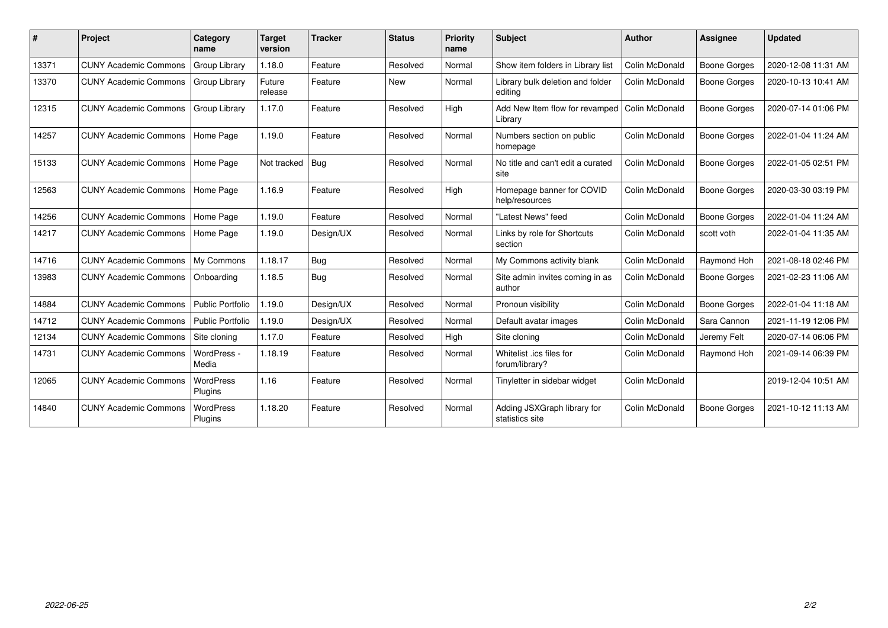| # | Project | Category name | Target version | Tracker | Status | Priority name | Subject | Author | Assignee | Updated |
|---|---|---|---|---|---|---|---|---|---|---|
| 13371 | CUNY Academic Commons | Group Library | 1.18.0 | Feature | Resolved | Normal | Show item folders in Library list | Colin McDonald | Boone Gorges | 2020-12-08 11:31 AM |
| 13370 | CUNY Academic Commons | Group Library | Future release | Feature | New | Normal | Library bulk deletion and folder editing | Colin McDonald | Boone Gorges | 2020-10-13 10:41 AM |
| 12315 | CUNY Academic Commons | Group Library | 1.17.0 | Feature | Resolved | High | Add New Item flow for revamped Library | Colin McDonald | Boone Gorges | 2020-07-14 01:06 PM |
| 14257 | CUNY Academic Commons | Home Page | 1.19.0 | Feature | Resolved | Normal | Numbers section on public homepage | Colin McDonald | Boone Gorges | 2022-01-04 11:24 AM |
| 15133 | CUNY Academic Commons | Home Page | Not tracked | Bug | Resolved | Normal | No title and can't edit a curated site | Colin McDonald | Boone Gorges | 2022-01-05 02:51 PM |
| 12563 | CUNY Academic Commons | Home Page | 1.16.9 | Feature | Resolved | High | Homepage banner for COVID help/resources | Colin McDonald | Boone Gorges | 2020-03-30 03:19 PM |
| 14256 | CUNY Academic Commons | Home Page | 1.19.0 | Feature | Resolved | Normal | "Latest News" feed | Colin McDonald | Boone Gorges | 2022-01-04 11:24 AM |
| 14217 | CUNY Academic Commons | Home Page | 1.19.0 | Design/UX | Resolved | Normal | Links by role for Shortcuts section | Colin McDonald | scott voth | 2022-01-04 11:35 AM |
| 14716 | CUNY Academic Commons | My Commons | 1.18.17 | Bug | Resolved | Normal | My Commons activity blank | Colin McDonald | Raymond Hoh | 2021-08-18 02:46 PM |
| 13983 | CUNY Academic Commons | Onboarding | 1.18.5 | Bug | Resolved | Normal | Site admin invites coming in as author | Colin McDonald | Boone Gorges | 2021-02-23 11:06 AM |
| 14884 | CUNY Academic Commons | Public Portfolio | 1.19.0 | Design/UX | Resolved | Normal | Pronoun visibility | Colin McDonald | Boone Gorges | 2022-01-04 11:18 AM |
| 14712 | CUNY Academic Commons | Public Portfolio | 1.19.0 | Design/UX | Resolved | Normal | Default avatar images | Colin McDonald | Sara Cannon | 2021-11-19 12:06 PM |
| 12134 | CUNY Academic Commons | Site cloning | 1.17.0 | Feature | Resolved | High | Site cloning | Colin McDonald | Jeremy Felt | 2020-07-14 06:06 PM |
| 14731 | CUNY Academic Commons | WordPress - Media | 1.18.19 | Feature | Resolved | Normal | Whitelist .ics files for forum/library? | Colin McDonald | Raymond Hoh | 2021-09-14 06:39 PM |
| 12065 | CUNY Academic Commons | WordPress Plugins | 1.16 | Feature | Resolved | Normal | Tinyletter in sidebar widget | Colin McDonald | | 2019-12-04 10:51 AM |
| 14840 | CUNY Academic Commons | WordPress Plugins | 1.18.20 | Feature | Resolved | Normal | Adding JSXGraph library for statistics site | Colin McDonald | Boone Gorges | 2021-10-12 11:13 AM |

2022-06-25